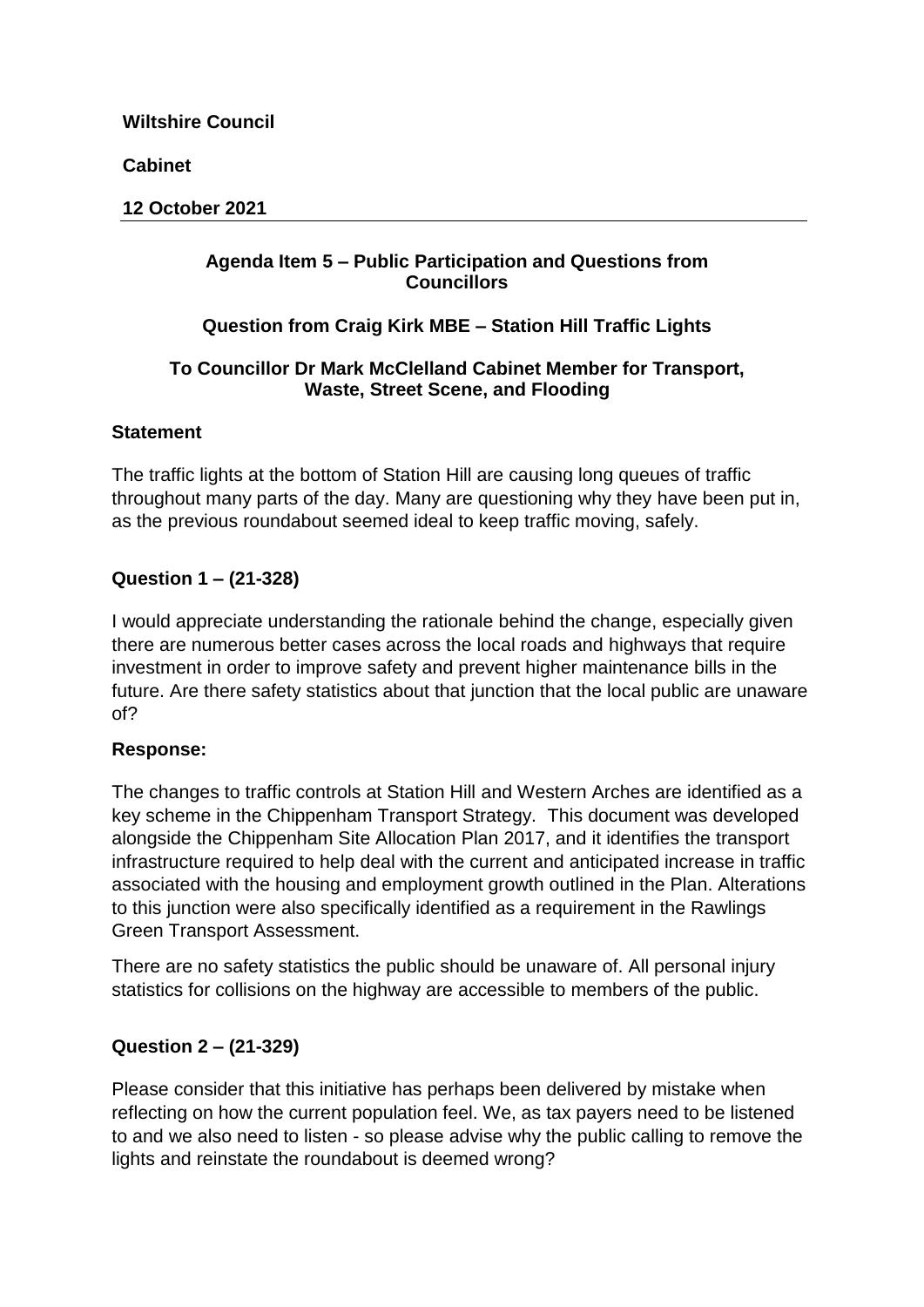**Wiltshire Council**

**Cabinet**

**12 October 2021**

---

### Agenda Item 5 – Public Participation and Questions from Councillors

### Question from Craig Kirk MBE – Station Hill Traffic Lights

### To Councillor Dr Mark McClelland Cabinet Member for Transport, Waste, Street Scene, and Flooding

**Statement**

The traffic lights at the bottom of Station Hill are causing long queues of traffic throughout many parts of the day. Many are questioning why they have been put in, as the previous roundabout seemed ideal to keep traffic moving, safely.

**Question 1 – (21-328)**

I would appreciate understanding the rationale behind the change, especially given there are numerous better cases across the local roads and highways that require investment in order to improve safety and prevent higher maintenance bills in the future. Are there safety statistics about that junction that the local public are unaware of?

**Response:**

The changes to traffic controls at Station Hill and Western Arches are identified as a key scheme in the Chippenham Transport Strategy. This document was developed alongside the Chippenham Site Allocation Plan 2017, and it identifies the transport infrastructure required to help deal with the current and anticipated increase in traffic associated with the housing and employment growth outlined in the Plan. Alterations to this junction were also specifically identified as a requirement in the Rawlings Green Transport Assessment.

There are no safety statistics the public should be unaware of. All personal injury statistics for collisions on the highway are accessible to members of the public.

**Question 2 – (21-329)**

Please consider that this initiative has perhaps been delivered by mistake when reflecting on how the current population feel. We, as tax payers need to be listened to and we also need to listen - so please advise why the public calling to remove the lights and reinstate the roundabout is deemed wrong?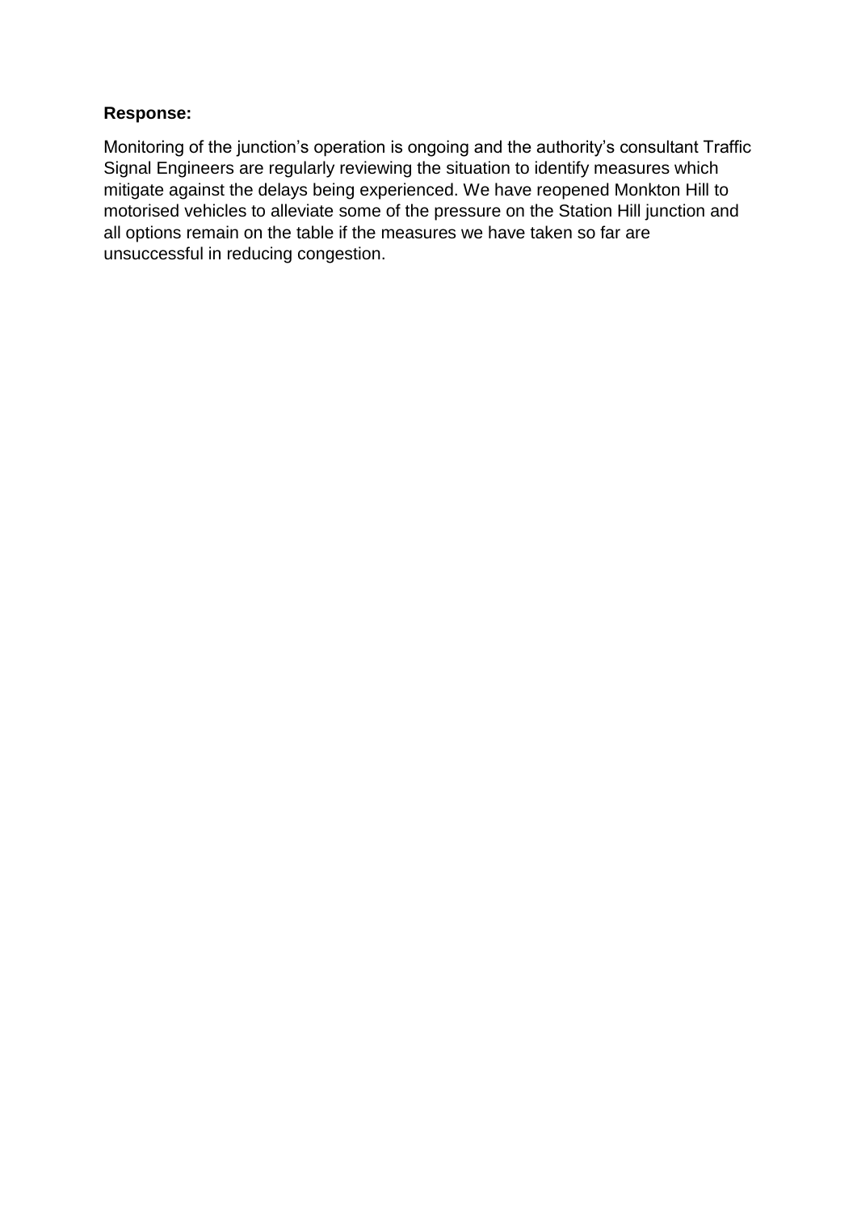**Response:**

Monitoring of the junction's operation is ongoing and the authority's consultant Traffic Signal Engineers are regularly reviewing the situation to identify measures which mitigate against the delays being experienced. We have reopened Monkton Hill to motorised vehicles to alleviate some of the pressure on the Station Hill junction and all options remain on the table if the measures we have taken so far are unsuccessful in reducing congestion.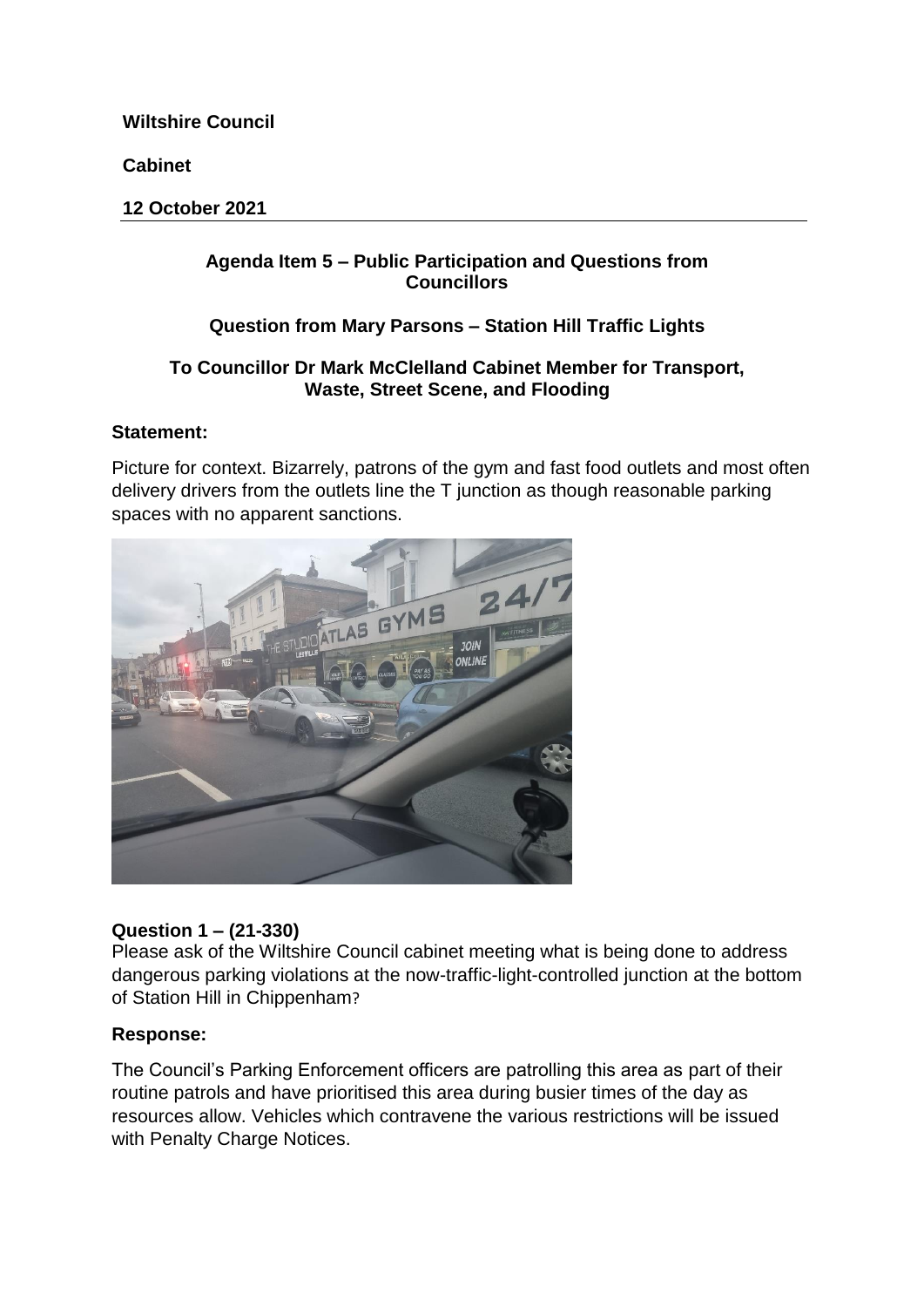**Wiltshire Council**

**Cabinet**

**12 October 2021**

**Agenda Item 5 – Public Participation and Questions from Councillors**

**Question from Mary Parsons – Station Hill Traffic Lights**

**To Councillor Dr Mark McClelland Cabinet Member for Transport, Waste, Street Scene, and Flooding**

**Statement:**

Picture for context. Bizarrely, patrons of the gym and fast food outlets and most often delivery drivers from the outlets line the T junction as though reasonable parking spaces with no apparent sanctions.

**Question 1 – (21-330)**

Please ask of the Wiltshire Council cabinet meeting what is being done to address dangerous parking violations at the now-traffic-light-controlled junction at the bottom of Station Hill in Chippenham?

**Response:**

The Council's Parking Enforcement officers are patrolling this area as part of their routine patrols and have prioritised this area during busier times of the day as resources allow. Vehicles which contravene the various restrictions will be issued with Penalty Charge Notices.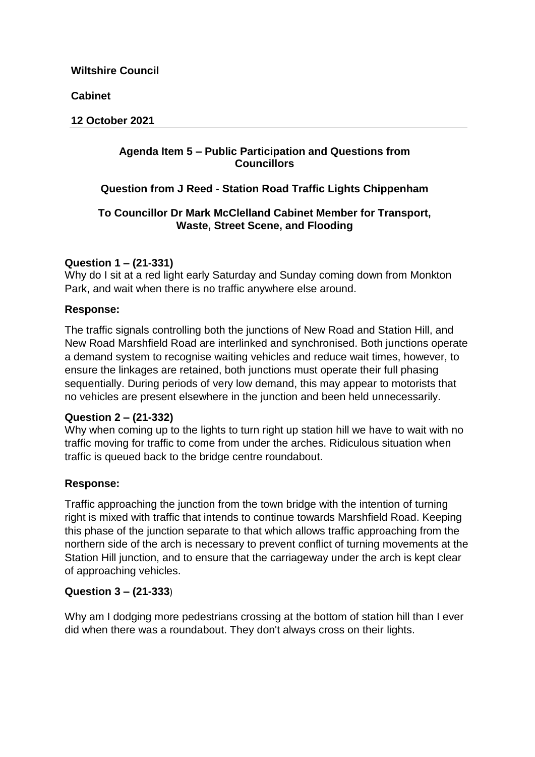**Wiltshire Council**

**Cabinet**

**12 October 2021**

---

**Agenda Item 5 – Public Participation and Questions from Councillors**

**Question from J Reed - Station Road Traffic Lights Chippenham**

**To Councillor Dr Mark McClelland Cabinet Member for Transport, Waste, Street Scene, and Flooding**

**Question 1 – (21-331)**

Why do I sit at a red light early Saturday and Sunday coming down from Monkton Park, and wait when there is no traffic anywhere else around.

**Response:**

The traffic signals controlling both the junctions of New Road and Station Hill, and New Road Marshfield Road are interlinked and synchronised. Both junctions operate a demand system to recognise waiting vehicles and reduce wait times, however, to ensure the linkages are retained, both junctions must operate their full phasing sequentially. During periods of very low demand, this may appear to motorists that no vehicles are present elsewhere in the junction and been held unnecessarily.

**Question 2 – (21-332)**

Why when coming up to the lights to turn right up station hill we have to wait with no traffic moving for traffic to come from under the arches. Ridiculous situation when traffic is queued back to the bridge centre roundabout.

**Response:**

Traffic approaching the junction from the town bridge with the intention of turning right is mixed with traffic that intends to continue towards Marshfield Road. Keeping this phase of the junction separate to that which allows traffic approaching from the northern side of the arch is necessary to prevent conflict of turning movements at the Station Hill junction, and to ensure that the carriageway under the arch is kept clear of approaching vehicles.

**Question 3 – (21-333)**

Why am I dodging more pedestrians crossing at the bottom of station hill than I ever did when there was a roundabout. They don't always cross on their lights.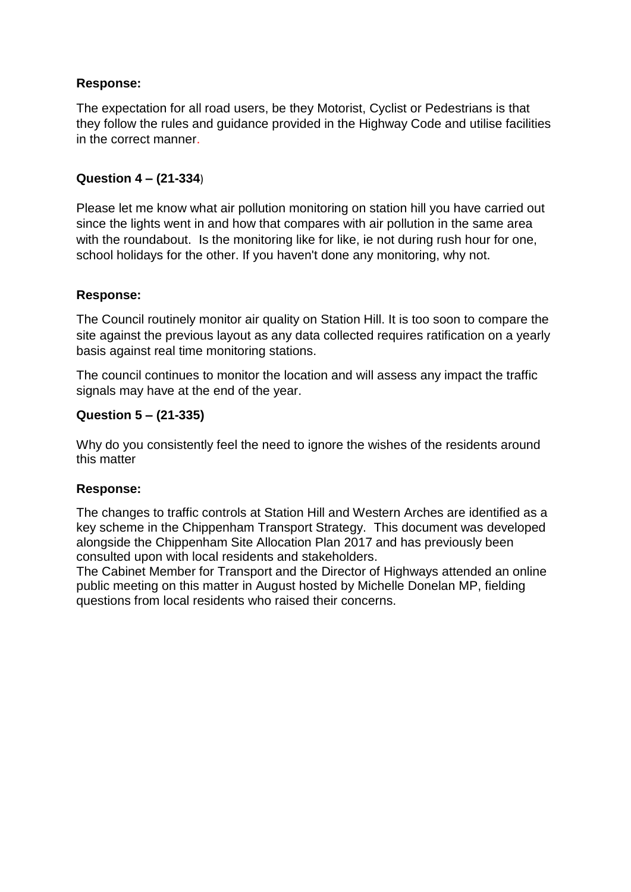**Response:**

The expectation for all road users, be they Motorist, Cyclist or Pedestrians is that they follow the rules and guidance provided in the Highway Code and utilise facilities in the correct manner.

**Question 4 – (21-334**)

Please let me know what air pollution monitoring on station hill you have carried out since the lights went in and how that compares with air pollution in the same area with the roundabout. Is the monitoring like for like, ie not during rush hour for one, school holidays for the other. If you haven't done any monitoring, why not.

**Response:**

The Council routinely monitor air quality on Station Hill. It is too soon to compare the site against the previous layout as any data collected requires ratification on a yearly basis against real time monitoring stations.

The council continues to monitor the location and will assess any impact the traffic signals may have at the end of the year.

**Question 5 – (21-335)**

Why do you consistently feel the need to ignore the wishes of the residents around this matter

**Response:**

The changes to traffic controls at Station Hill and Western Arches are identified as a key scheme in the Chippenham Transport Strategy. This document was developed alongside the Chippenham Site Allocation Plan 2017 and has previously been consulted upon with local residents and stakeholders.
The Cabinet Member for Transport and the Director of Highways attended an online public meeting on this matter in August hosted by Michelle Donelan MP, fielding questions from local residents who raised their concerns.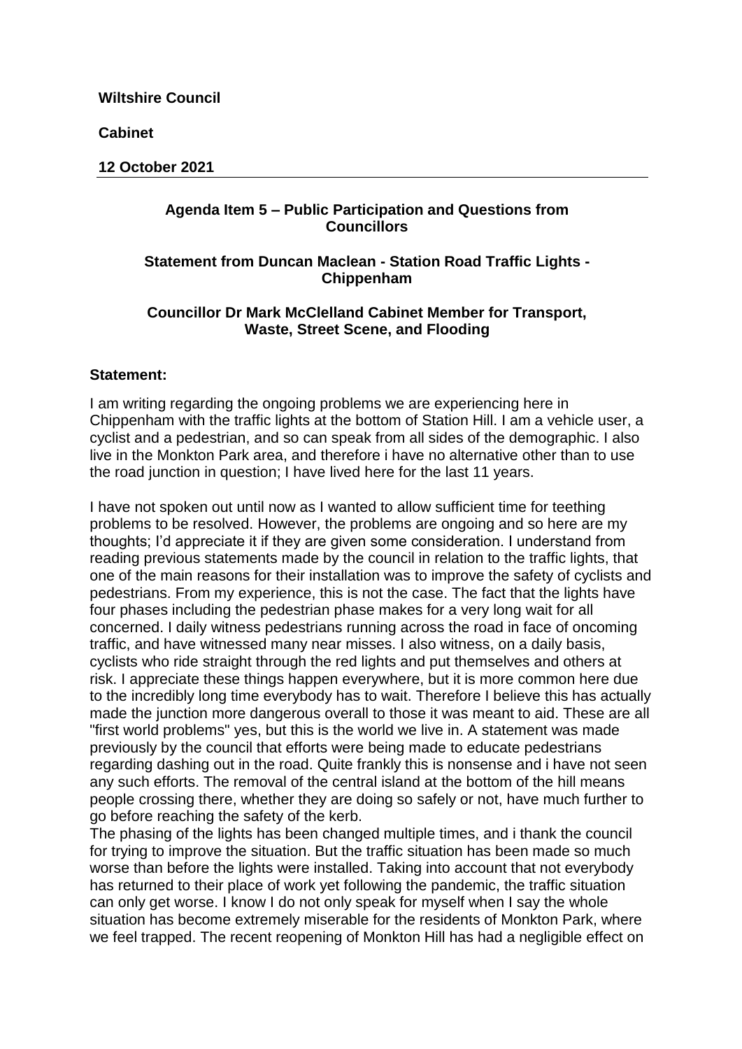**Wiltshire Council**

**Cabinet**

**12 October 2021**

**Agenda Item 5 – Public Participation and Questions from Councillors**

**Statement from Duncan Maclean - Station Road Traffic Lights - Chippenham**

**Councillor Dr Mark McClelland Cabinet Member for Transport, Waste, Street Scene, and Flooding**

**Statement:**

I am writing regarding the ongoing problems we are experiencing here in Chippenham with the traffic lights at the bottom of Station Hill. I am a vehicle user, a cyclist and a pedestrian, and so can speak from all sides of the demographic. I also live in the Monkton Park area, and therefore i have no alternative other than to use the road junction in question; I have lived here for the last 11 years.

I have not spoken out until now as I wanted to allow sufficient time for teething problems to be resolved. However, the problems are ongoing and so here are my thoughts; I'd appreciate it if they are given some consideration. I understand from reading previous statements made by the council in relation to the traffic lights, that one of the main reasons for their installation was to improve the safety of cyclists and pedestrians. From my experience, this is not the case. The fact that the lights have four phases including the pedestrian phase makes for a very long wait for all concerned. I daily witness pedestrians running across the road in face of oncoming traffic, and have witnessed many near misses. I also witness, on a daily basis, cyclists who ride straight through the red lights and put themselves and others at risk. I appreciate these things happen everywhere, but it is more common here due to the incredibly long time everybody has to wait. Therefore I believe this has actually made the junction more dangerous overall to those it was meant to aid. These are all "first world problems" yes, but this is the world we live in. A statement was made previously by the council that efforts were being made to educate pedestrians regarding dashing out in the road. Quite frankly this is nonsense and i have not seen any such efforts. The removal of the central island at the bottom of the hill means people crossing there, whether they are doing so safely or not, have much further to go before reaching the safety of the kerb.

The phasing of the lights has been changed multiple times, and i thank the council for trying to improve the situation. But the traffic situation has been made so much worse than before the lights were installed. Taking into account that not everybody has returned to their place of work yet following the pandemic, the traffic situation can only get worse. I know I do not only speak for myself when I say the whole situation has become extremely miserable for the residents of Monkton Park, where we feel trapped. The recent reopening of Monkton Hill has had a negligible effect on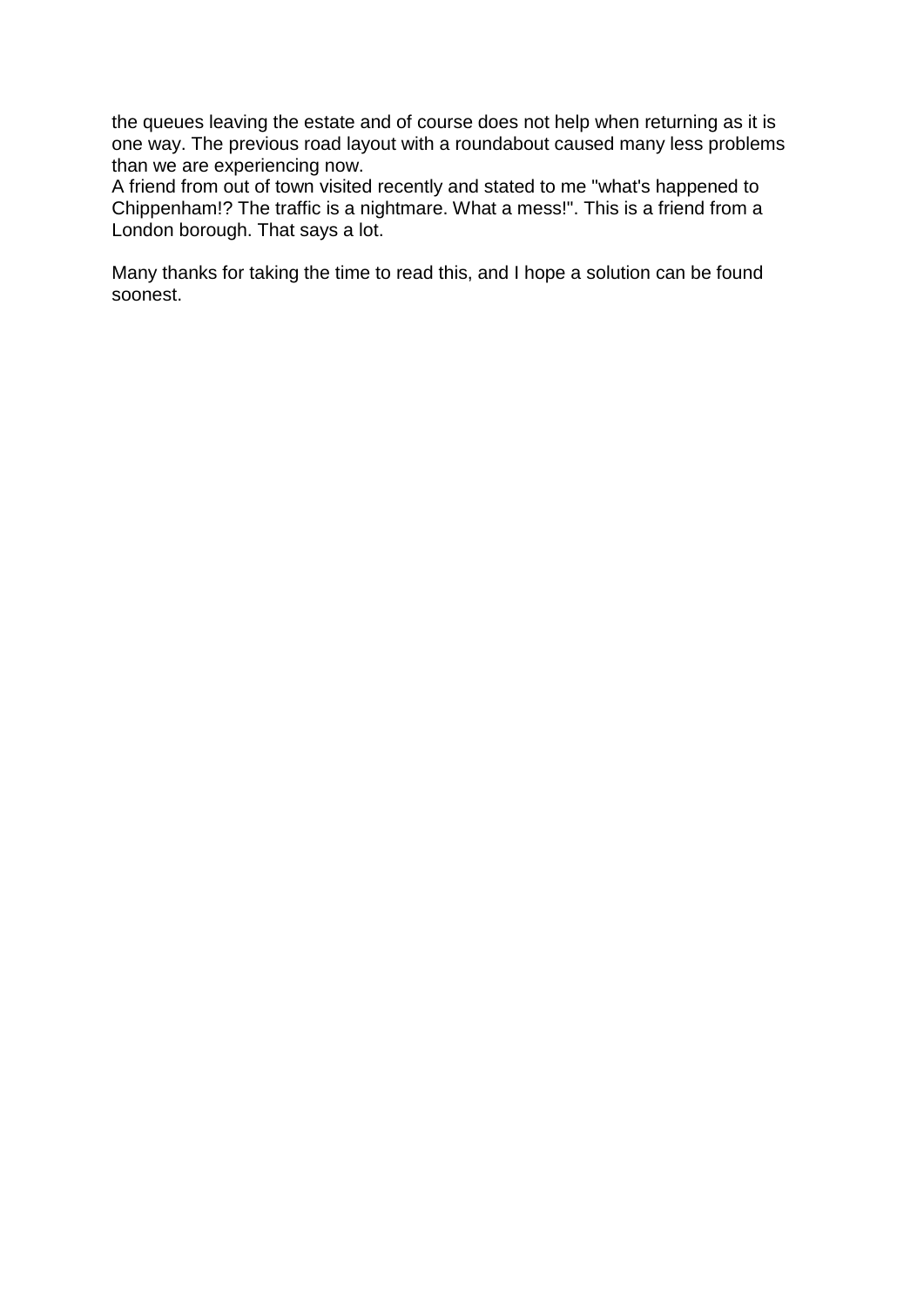the queues leaving the estate and of course does not help when returning as it is one way. The previous road layout with a roundabout caused many less problems than we are experiencing now.
A friend from out of town visited recently and stated to me "what's happened to Chippenham!? The traffic is a nightmare. What a mess!". This is a friend from a London borough. That says a lot.

Many thanks for taking the time to read this, and I hope a solution can be found soonest.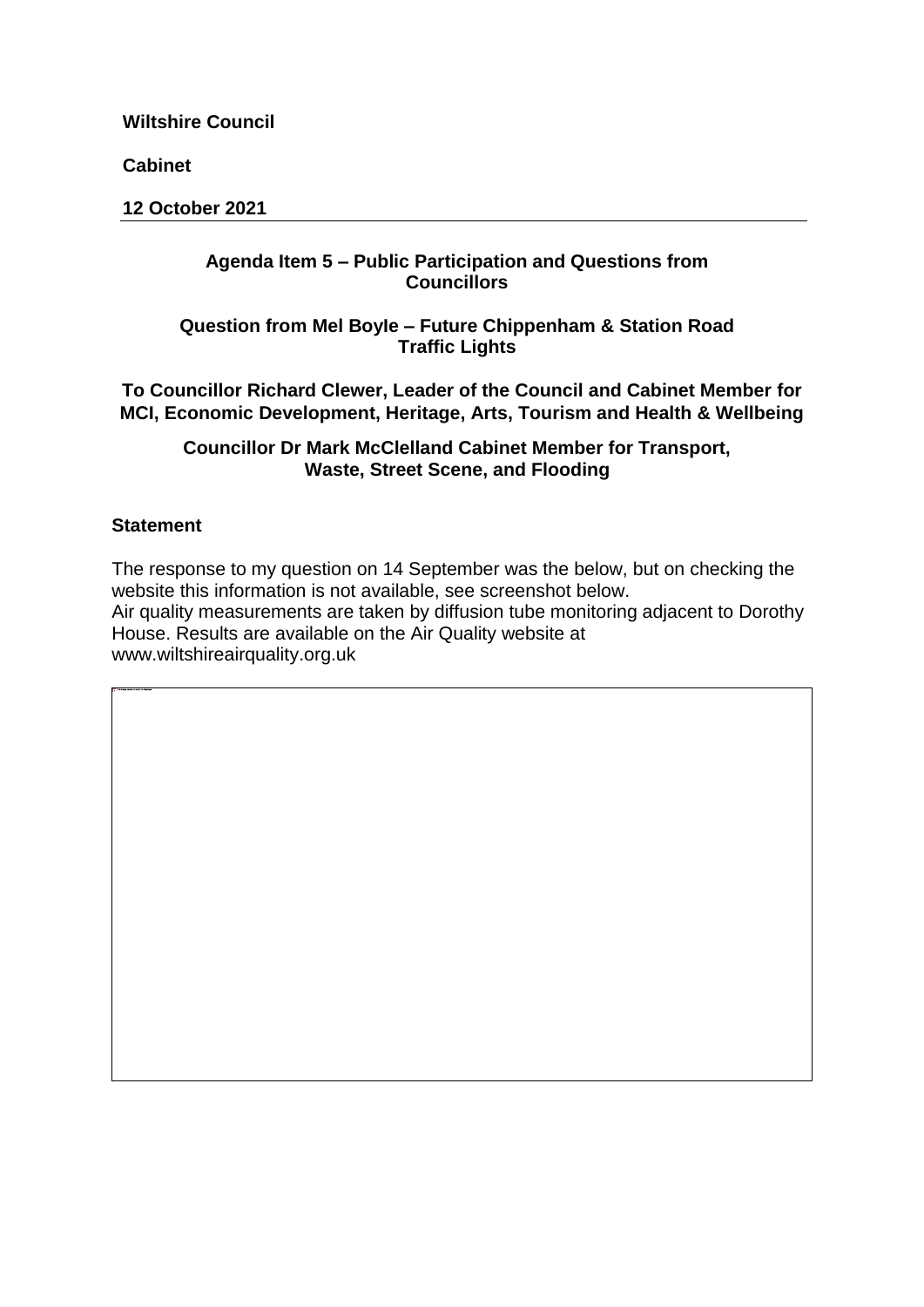**Wiltshire Council**

**Cabinet**

**12 October 2021**

**Agenda Item 5 – Public Participation and Questions from Councillors**

**Question from Mel Boyle – Future Chippenham & Station Road Traffic Lights**

**To Councillor Richard Clewer, Leader of the Council and Cabinet Member for MCI, Economic Development, Heritage, Arts, Tourism and Health & Wellbeing**

**Councillor Dr Mark McClelland Cabinet Member for Transport, Waste, Street Scene, and Flooding**

## Statement

The response to my question on 14 September was the below, but on checking the website this information is not available, see screenshot below.
Air quality measurements are taken by diffusion tube monitoring adjacent to Dorothy House. Results are available on the Air Quality website at www.wiltshireairquality.org.uk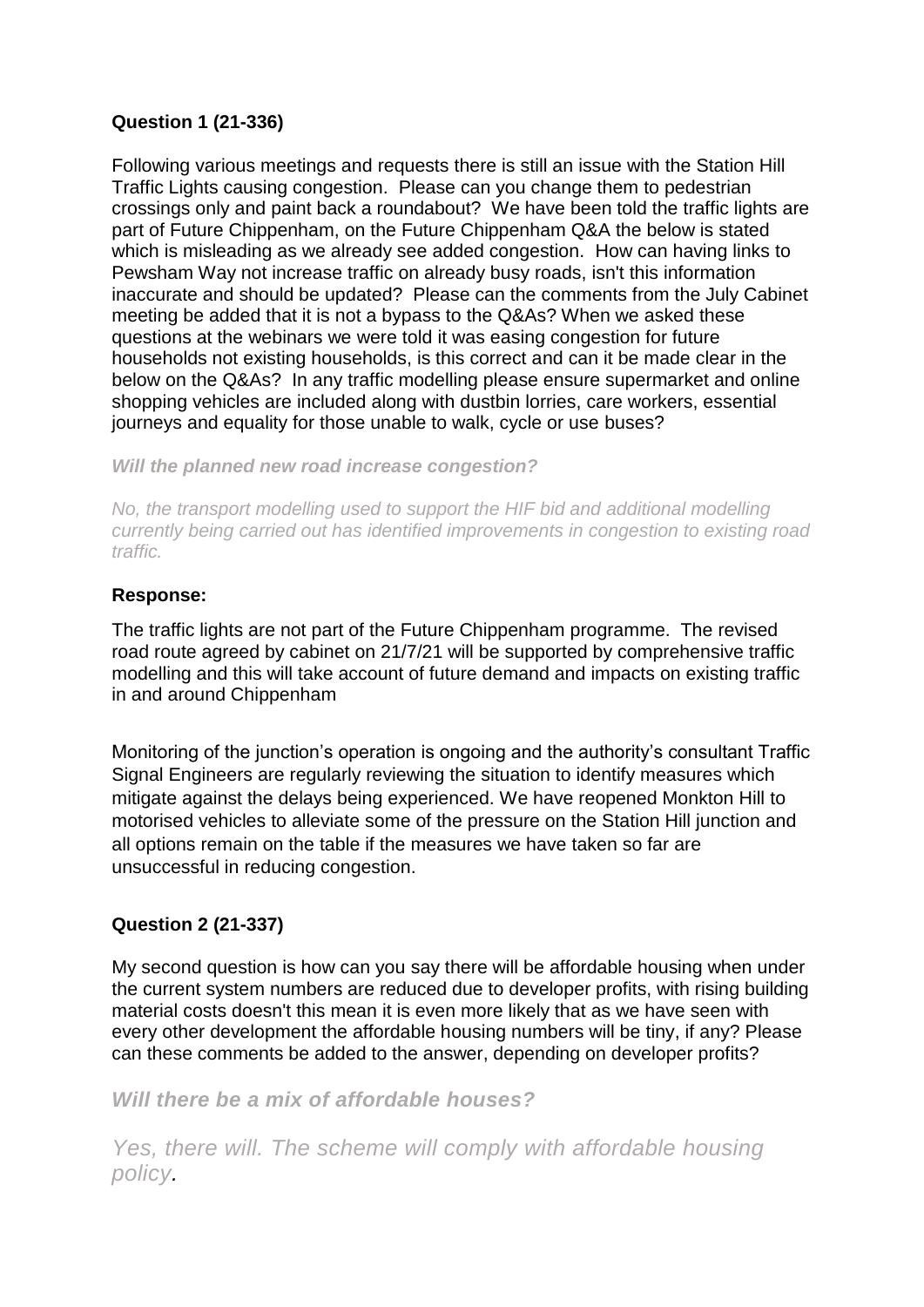**Question 1 (21-336)**

Following various meetings and requests there is still an issue with the Station Hill Traffic Lights causing congestion. Please can you change them to pedestrian crossings only and paint back a roundabout? We have been told the traffic lights are part of Future Chippenham, on the Future Chippenham Q&A the below is stated which is misleading as we already see added congestion. How can having links to Pewsham Way not increase traffic on already busy roads, isn't this information inaccurate and should be updated? Please can the comments from the July Cabinet meeting be added that it is not a bypass to the Q&As? When we asked these questions at the webinars we were told it was easing congestion for future households not existing households, is this correct and can it be made clear in the below on the Q&As? In any traffic modelling please ensure supermarket and online shopping vehicles are included along with dustbin lorries, care workers, essential journeys and equality for those unable to walk, cycle or use buses?

***Will the planned new road increase congestion?***

*No, the transport modelling used to support the HIF bid and additional modelling currently being carried out has identified improvements in congestion to existing road traffic.*

**Response:**

The traffic lights are not part of the Future Chippenham programme. The revised road route agreed by cabinet on 21/7/21 will be supported by comprehensive traffic modelling and this will take account of future demand and impacts on existing traffic in and around Chippenham

Monitoring of the junction's operation is ongoing and the authority's consultant Traffic Signal Engineers are regularly reviewing the situation to identify measures which mitigate against the delays being experienced. We have reopened Monkton Hill to motorised vehicles to alleviate some of the pressure on the Station Hill junction and all options remain on the table if the measures we have taken so far are unsuccessful in reducing congestion.

**Question 2 (21-337)**

My second question is how can you say there will be affordable housing when under the current system numbers are reduced due to developer profits, with rising building material costs doesn't this mean it is even more likely that as we have seen with every other development the affordable housing numbers will be tiny, if any? Please can these comments be added to the answer, depending on developer profits?

***Will there be a mix of affordable houses?***

*Yes, there will. The scheme will comply with affordable housing policy.*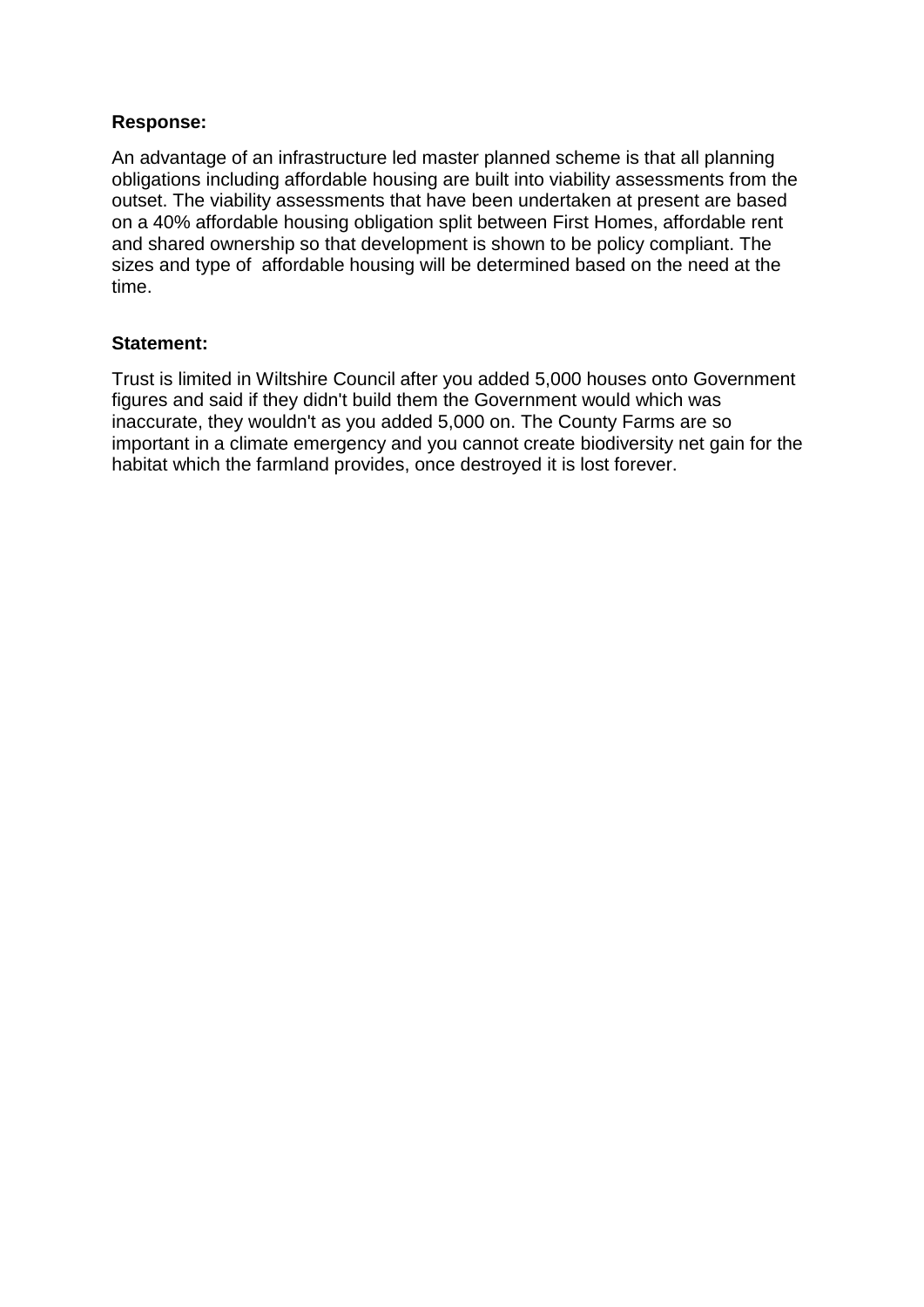**Response:**

An advantage of an infrastructure led master planned scheme is that all planning obligations including affordable housing are built into viability assessments from the outset. The viability assessments that have been undertaken at present are based on a 40% affordable housing obligation split between First Homes, affordable rent and shared ownership so that development is shown to be policy compliant. The sizes and type of affordable housing will be determined based on the need at the time.

**Statement:**

Trust is limited in Wiltshire Council after you added 5,000 houses onto Government figures and said if they didn't build them the Government would which was inaccurate, they wouldn't as you added 5,000 on. The County Farms are so important in a climate emergency and you cannot create biodiversity net gain for the habitat which the farmland provides, once destroyed it is lost forever.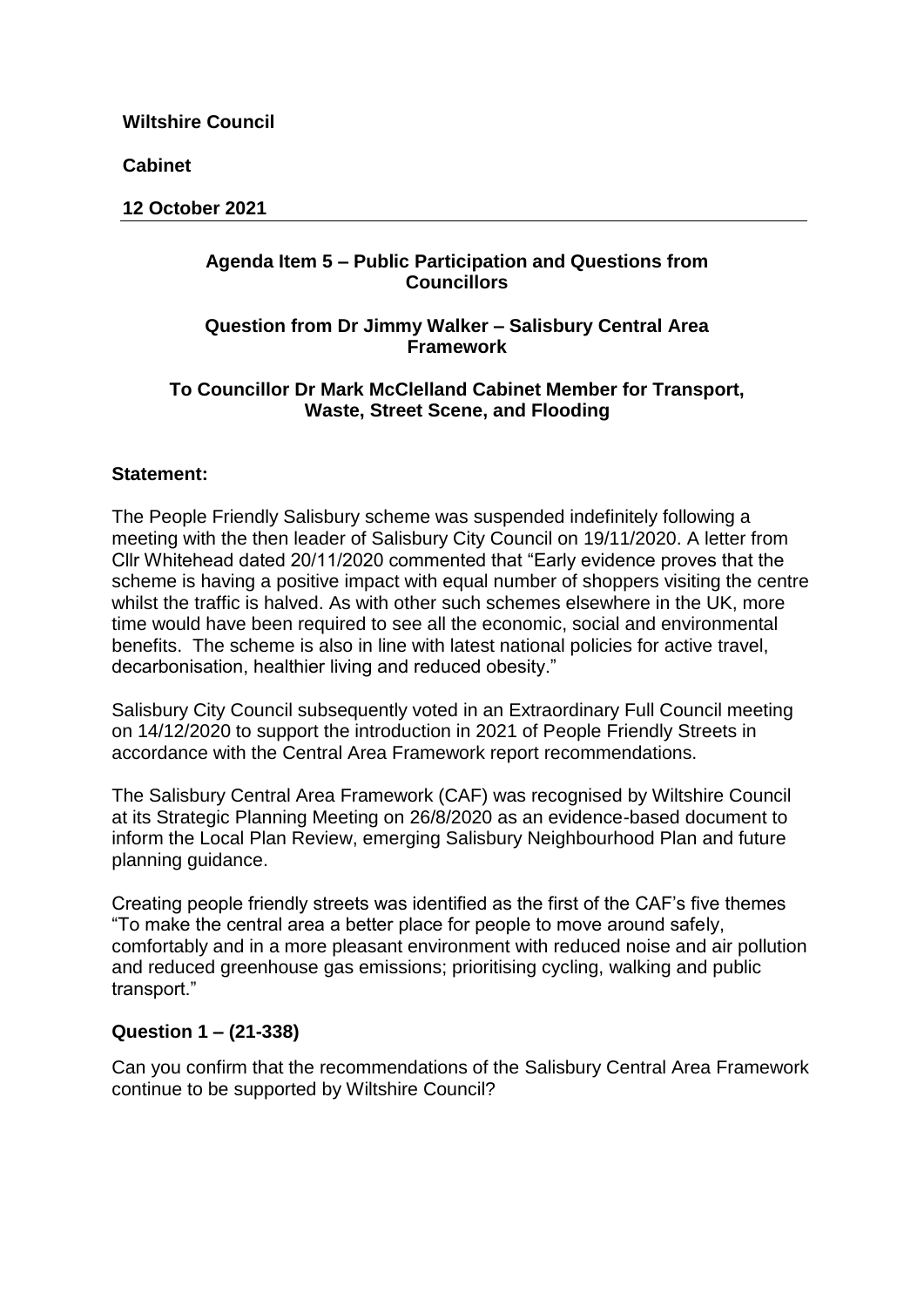**Wiltshire Council**

**Cabinet**

**12 October 2021**

---

**Agenda Item 5 – Public Participation and Questions from Councillors**

**Question from Dr Jimmy Walker – Salisbury Central Area Framework**

**To Councillor Dr Mark McClelland Cabinet Member for Transport, Waste, Street Scene, and Flooding**

**Statement:**

The People Friendly Salisbury scheme was suspended indefinitely following a meeting with the then leader of Salisbury City Council on 19/11/2020. A letter from Cllr Whitehead dated 20/11/2020 commented that "Early evidence proves that the scheme is having a positive impact with equal number of shoppers visiting the centre whilst the traffic is halved. As with other such schemes elsewhere in the UK, more time would have been required to see all the economic, social and environmental benefits. The scheme is also in line with latest national policies for active travel, decarbonisation, healthier living and reduced obesity."

Salisbury City Council subsequently voted in an Extraordinary Full Council meeting on 14/12/2020 to support the introduction in 2021 of People Friendly Streets in accordance with the Central Area Framework report recommendations.

The Salisbury Central Area Framework (CAF) was recognised by Wiltshire Council at its Strategic Planning Meeting on 26/8/2020 as an evidence-based document to inform the Local Plan Review, emerging Salisbury Neighbourhood Plan and future planning guidance.

Creating people friendly streets was identified as the first of the CAF's five themes "To make the central area a better place for people to move around safely, comfortably and in a more pleasant environment with reduced noise and air pollution and reduced greenhouse gas emissions; prioritising cycling, walking and public transport."

**Question 1 – (21-338)**

Can you confirm that the recommendations of the Salisbury Central Area Framework continue to be supported by Wiltshire Council?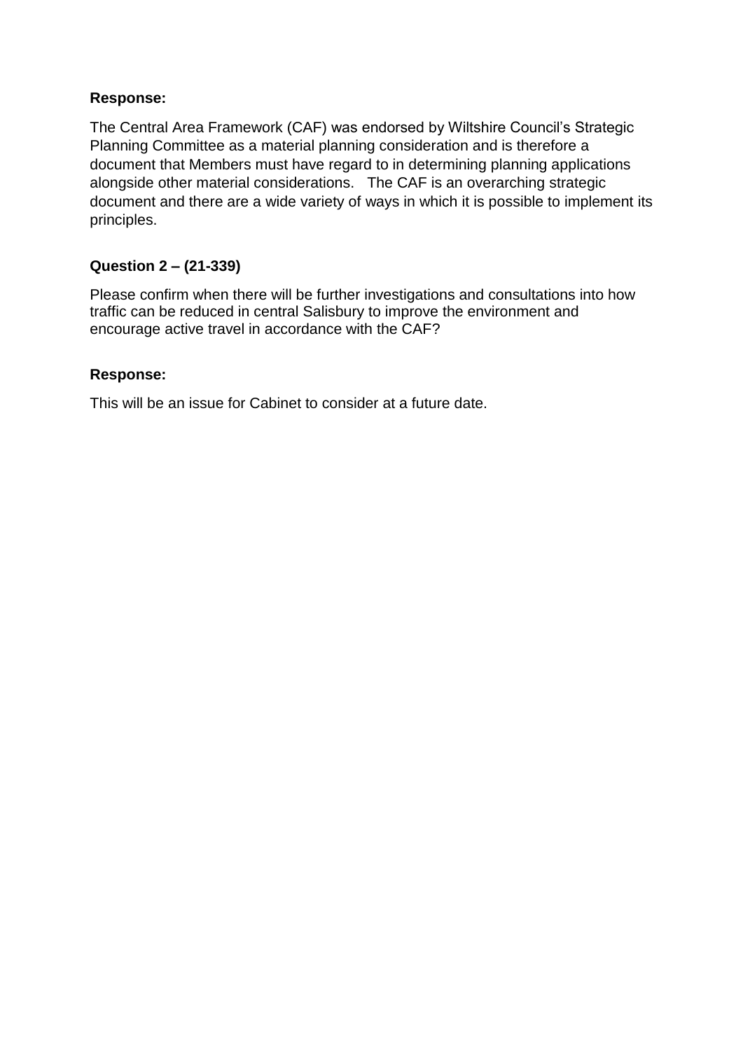**Response:**

The Central Area Framework (CAF) was endorsed by Wiltshire Council's Strategic Planning Committee as a material planning consideration and is therefore a document that Members must have regard to in determining planning applications alongside other material considerations. The CAF is an overarching strategic document and there are a wide variety of ways in which it is possible to implement its principles.

**Question 2 – (21-339)**

Please confirm when there will be further investigations and consultations into how traffic can be reduced in central Salisbury to improve the environment and encourage active travel in accordance with the CAF?

**Response:**

This will be an issue for Cabinet to consider at a future date.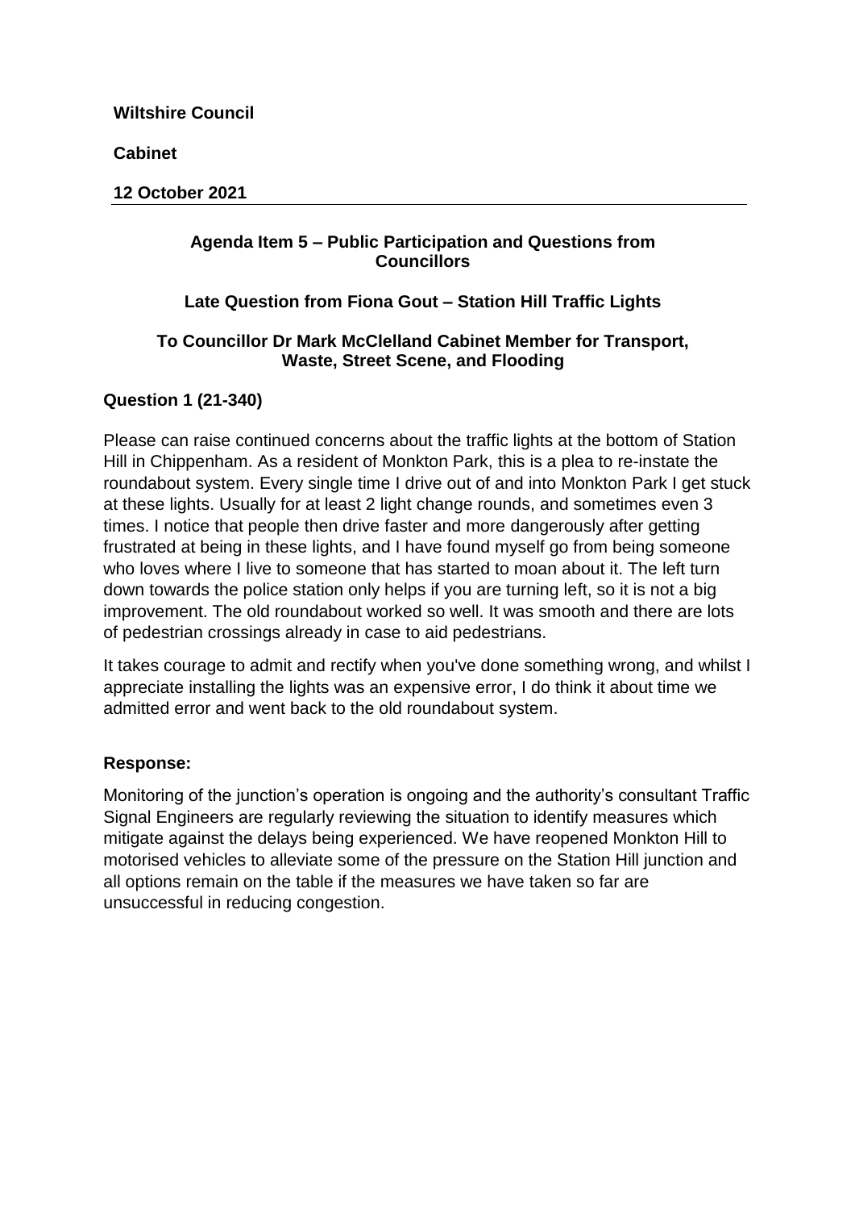**Wiltshire Council**

**Cabinet**

**12 October 2021**

---

### Agenda Item 5 – Public Participation and Questions from Councillors

### Late Question from Fiona Gout – Station Hill Traffic Lights

### To Councillor Dr Mark McClelland Cabinet Member for Transport, Waste, Street Scene, and Flooding

**Question 1 (21-340)**

Please can raise continued concerns about the traffic lights at the bottom of Station Hill in Chippenham. As a resident of Monkton Park, this is a plea to re-instate the roundabout system. Every single time I drive out of and into Monkton Park I get stuck at these lights. Usually for at least 2 light change rounds, and sometimes even 3 times. I notice that people then drive faster and more dangerously after getting frustrated at being in these lights, and I have found myself go from being someone who loves where I live to someone that has started to moan about it. The left turn down towards the police station only helps if you are turning left, so it is not a big improvement. The old roundabout worked so well. It was smooth and there are lots of pedestrian crossings already in case to aid pedestrians.

It takes courage to admit and rectify when you've done something wrong, and whilst I appreciate installing the lights was an expensive error, I do think it about time we admitted error and went back to the old roundabout system.

**Response:**

Monitoring of the junction's operation is ongoing and the authority's consultant Traffic Signal Engineers are regularly reviewing the situation to identify measures which mitigate against the delays being experienced. We have reopened Monkton Hill to motorised vehicles to alleviate some of the pressure on the Station Hill junction and all options remain on the table if the measures we have taken so far are unsuccessful in reducing congestion.